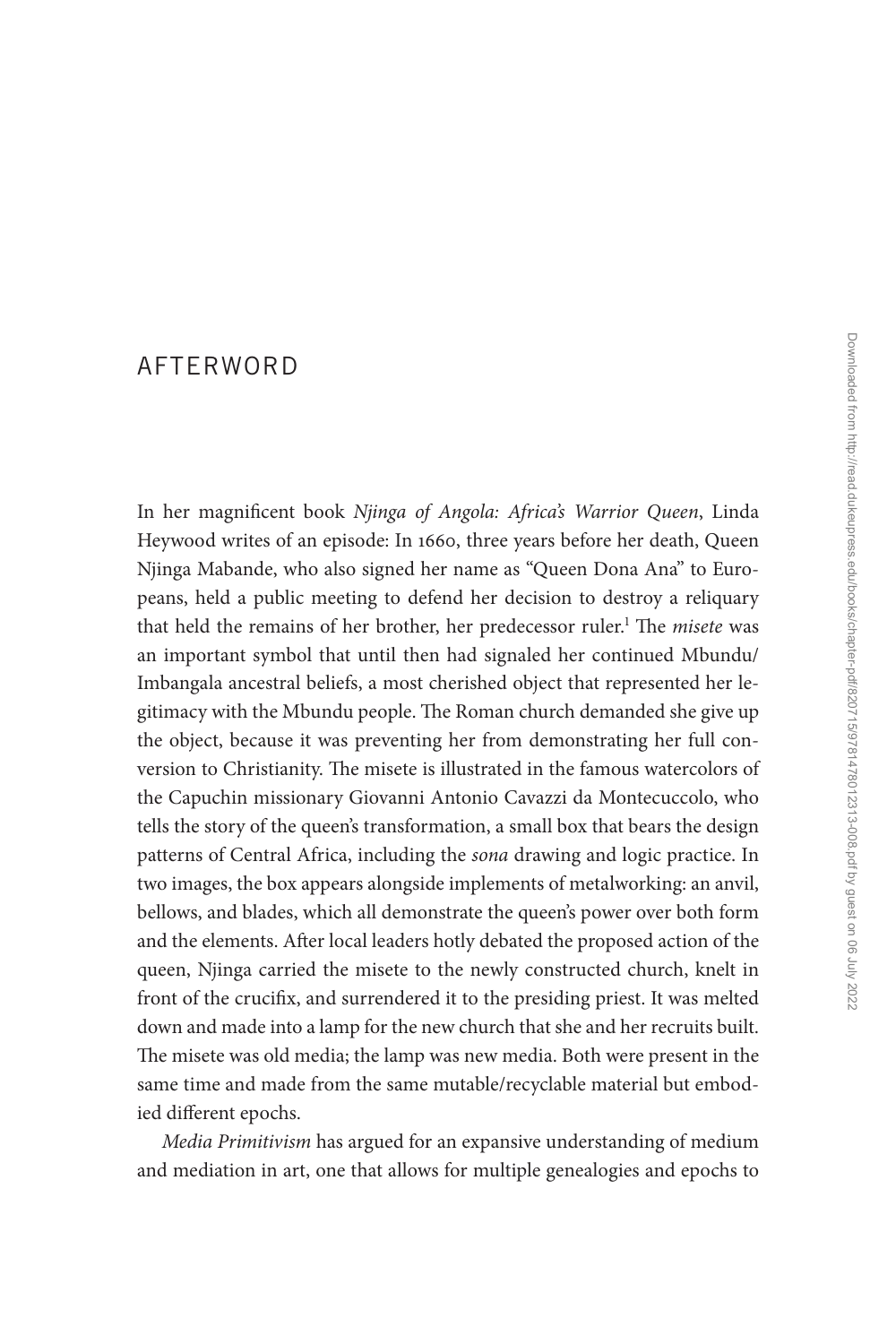# AFTERWORD

In her magnificent book *Njinga of Angola: Africa's Warrior Queen*, Linda Heywood writes of an episode: In 1660, three years before her death, Queen Njinga Mabande, who also signed her name as "Queen Dona Ana" to Europeans, held a public meeting to defend her decision to destroy a reliquary that held the remains of her brother, her predecessor ruler.[1] The *misete* was an important symbol that until then had signaled her continued Mbundu/Imbangala ancestral beliefs, a most cherished object that represented her legitimacy with the Mbundu people. The Roman church demanded she give up the object, because it was preventing her from demonstrating her full conversion to Christianity. The misete is illustrated in the famous watercolors of the Capuchin missionary Giovanni Antonio Cavazzi da Montecuccolo, who tells the story of the queen's transformation, a small box that bears the design patterns of Central Africa, including the *sona* drawing and logic practice. In two images, the box appears alongside implements of metalworking: an anvil, bellows, and blades, which all demonstrate the queen's power over both form and the elements. After local leaders hotly debated the proposed action of the queen, Njinga carried the misete to the newly constructed church, knelt in front of the crucifix, and surrendered it to the presiding priest. It was melted down and made into a lamp for the new church that she and her recruits built. The misete was old media; the lamp was new media. Both were present in the same time and made from the same mutable/recyclable material but embodied different epochs.

*Media Primitivism* has argued for an expansive understanding of medium and mediation in art, one that allows for multiple genealogies and epochs to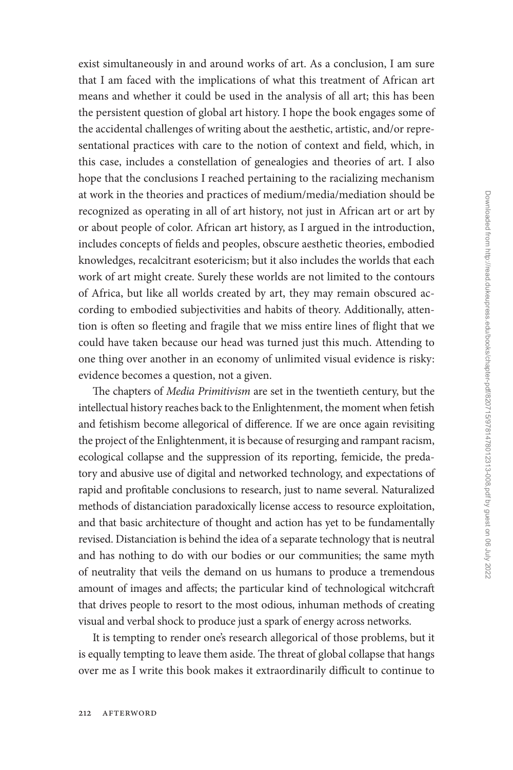exist simultaneously in and around works of art. As a conclusion, I am sure that I am faced with the implications of what this treatment of African art means and whether it could be used in the analysis of all art; this has been the persistent question of global art history. I hope the book engages some of the accidental challenges of writing about the aesthetic, artistic, and/or representational practices with care to the notion of context and field, which, in this case, includes a constellation of genealogies and theories of art. I also hope that the conclusions I reached pertaining to the racializing mechanism at work in the theories and practices of medium/media/mediation should be recognized as operating in all of art history, not just in African art or art by or about people of color. African art history, as I argued in the introduction, includes concepts of fields and peoples, obscure aesthetic theories, embodied knowledges, recalcitrant esotericism; but it also includes the worlds that each work of art might create. Surely these worlds are not limited to the contours of Africa, but like all worlds created by art, they may remain obscured according to embodied subjectivities and habits of theory. Additionally, attention is often so fleeting and fragile that we miss entire lines of flight that we could have taken because our head was turned just this much. Attending to one thing over another in an economy of unlimited visual evidence is risky: evidence becomes a question, not a given.

The chapters of *Media Primitivism* are set in the twentieth century, but the intellectual history reaches back to the Enlightenment, the moment when fetish and fetishism become allegorical of difference. If we are once again revisiting the project of the Enlightenment, it is because of resurging and rampant racism, ecological collapse and the suppression of its reporting, femicide, the predatory and abusive use of digital and networked technology, and expectations of rapid and profitable conclusions to research, just to name several. Naturalized methods of distanciation paradoxically license access to resource exploitation, and that basic architecture of thought and action has yet to be fundamentally revised. Distanciation is behind the idea of a separate technology that is neutral and has nothing to do with our bodies or our communities; the same myth of neutrality that veils the demand on us humans to produce a tremendous amount of images and affects; the particular kind of technological witchcraft that drives people to resort to the most odious, inhuman methods of creating visual and verbal shock to produce just a spark of energy across networks.

It is tempting to render one's research allegorical of those problems, but it is equally tempting to leave them aside. The threat of global collapse that hangs over me as I write this book makes it extraordinarily difficult to continue to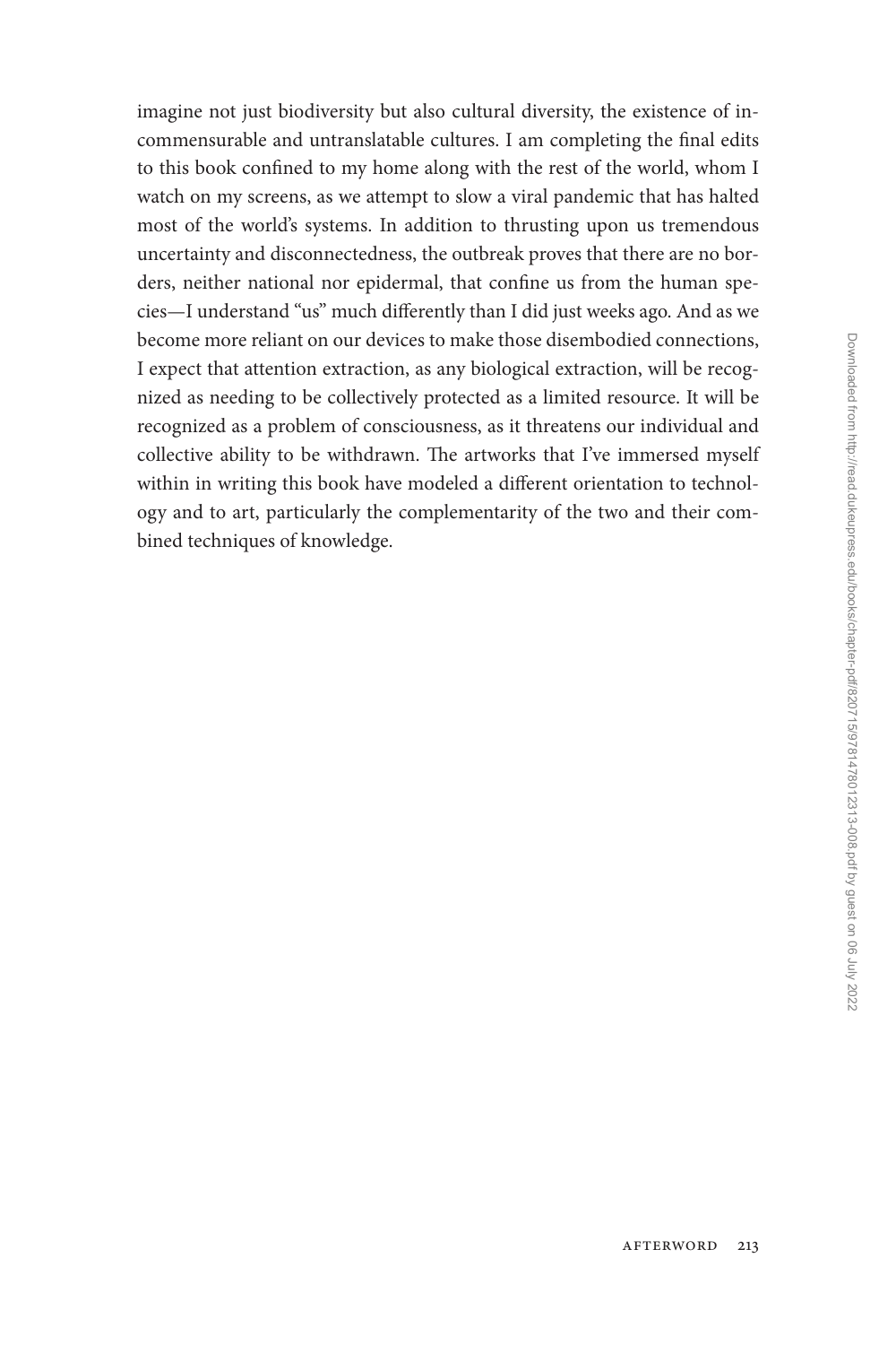imagine not just biodiversity but also cultural diversity, the existence of incommensurable and untranslatable cultures. I am completing the final edits to this book confined to my home along with the rest of the world, whom I watch on my screens, as we attempt to slow a viral pandemic that has halted most of the world's systems. In addition to thrusting upon us tremendous uncertainty and disconnectedness, the outbreak proves that there are no borders, neither national nor epidermal, that confine us from the human species—I understand "us" much differently than I did just weeks ago. And as we become more reliant on our devices to make those disembodied connections, I expect that attention extraction, as any biological extraction, will be recognized as needing to be collectively protected as a limited resource. It will be recognized as a problem of consciousness, as it threatens our individual and collective ability to be withdrawn. The artworks that I've immersed myself within in writing this book have modeled a different orientation to technology and to art, particularly the complementarity of the two and their combined techniques of knowledge.